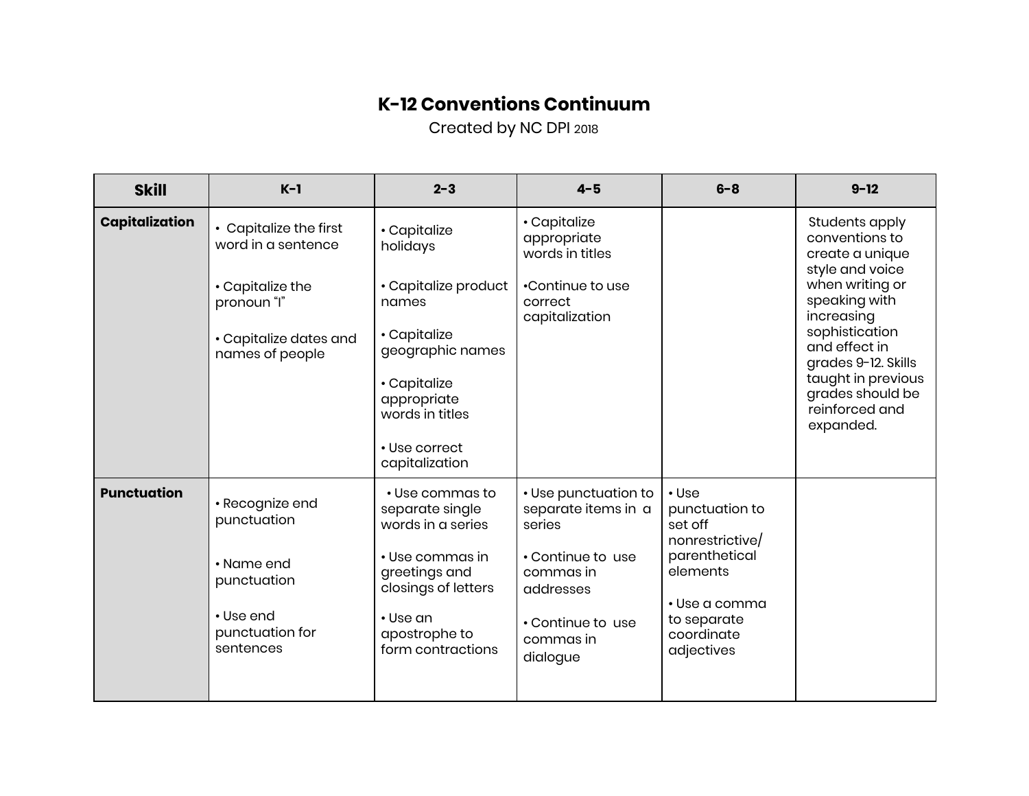# K-12 Conventions Continuum

Created by NC DPI 2018

| Skill | K-1 | 2-3 | 4-5 | 6-8 | 9-12 |
|---|---|---|---|---|---|
| **Capitalization** | • Capitalize the first word in a sentence<br><br>• Capitalize the pronoun "I"<br><br>• Capitalize dates and names of people | • Capitalize holidays<br><br>• Capitalize product names<br><br>• Capitalize geographic names<br><br>• Capitalize appropriate words in titles<br><br>• Use correct capitalization | • Capitalize appropriate words in titles<br><br>•Continue to use correct capitalization | | Students apply conventions to create a unique style and voice when writing or speaking with increasing sophistication and effect in grades 9-12. Skills taught in previous grades should be reinforced and expanded. |
| **Punctuation** | • Recognize end punctuation<br><br>• Name end punctuation<br><br>• Use end punctuation for sentences | • Use commas to separate single words in a series<br><br>• Use commas in greetings and closings of letters<br><br>• Use an apostrophe to form contractions | • Use punctuation to separate items in a series<br><br>• Continue to use commas in addresses<br><br>• Continue to use commas in dialogue | • Use punctuation to set off nonrestrictive/ parenthetical elements<br><br>• Use a comma to separate coordinate adjectives | |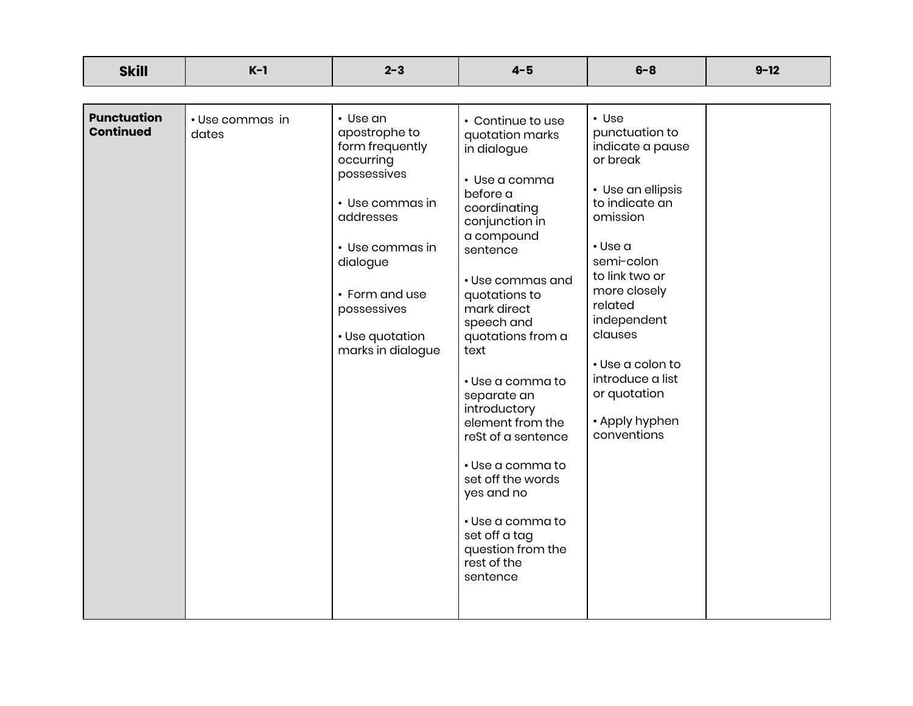| Skill | K-1 | 2-3 | 4-5 | 6-8 | 9-12 |
|---|---|---|---|---|---|
| **Punctuation Continued** | • Use commas in dates | • Use an apostrophe to form frequently occurring possessives<br><br>• Use commas in addresses<br><br>• Use commas in dialogue<br><br>• Form and use possessives<br><br>• Use quotation marks in dialogue | • Continue to use quotation marks in dialogue<br><br>• Use a comma before a coordinating conjunction in a compound sentence<br><br>• Use commas and quotations to mark direct speech and quotations from a text<br><br>• Use a comma to separate an introductory element from the reSt of a sentence<br><br>• Use a comma to set off the words yes and no<br><br>• Use a comma to set off a tag question from the rest of the sentence | • Use punctuation to indicate a pause or break<br><br>• Use an ellipsis to indicate an omission<br><br>• Use a semi-colon to link two or more closely related independent clauses<br><br>• Use a colon to introduce a list or quotation<br><br>• Apply hyphen conventions | |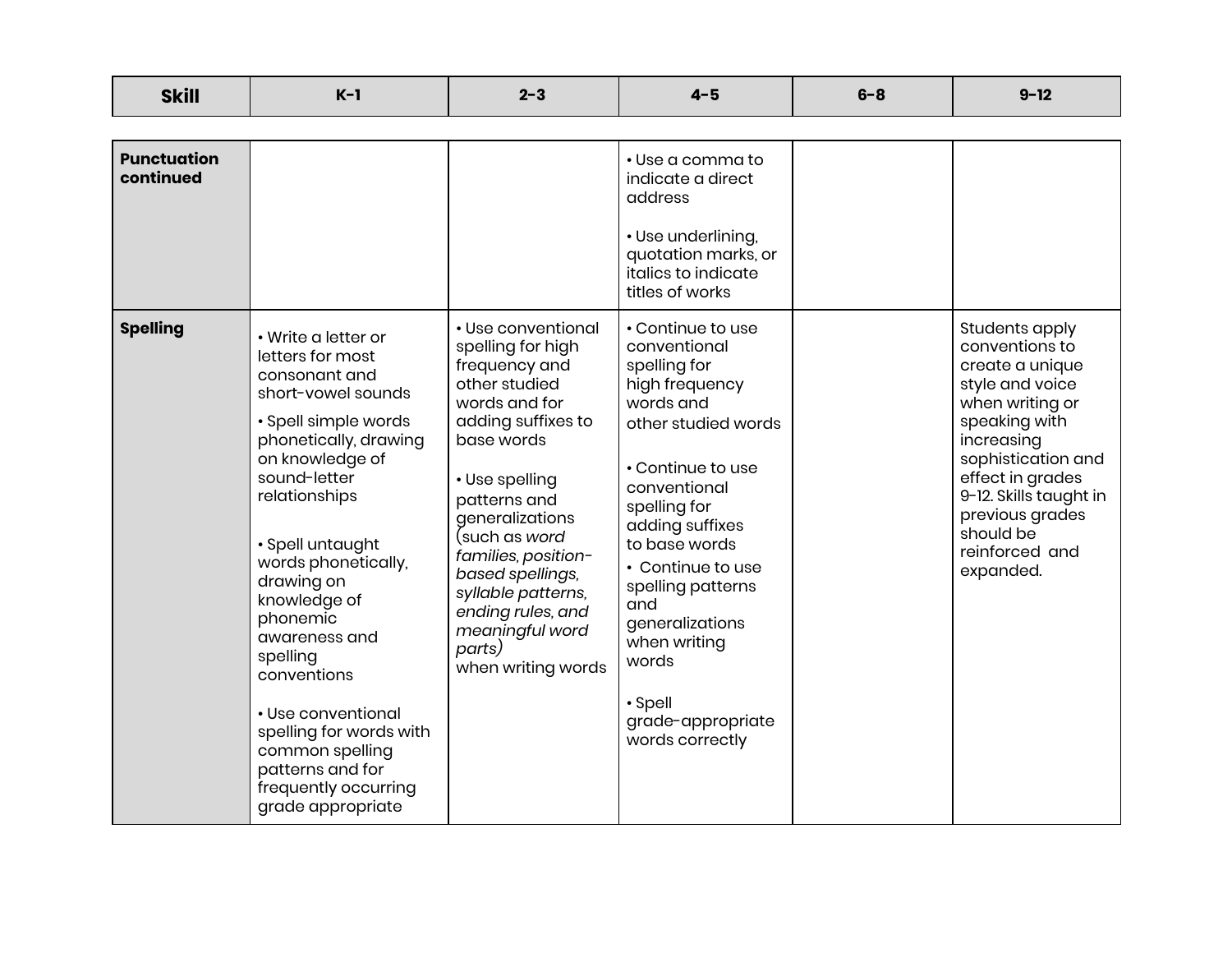| Skill | K–1 | 2–3 | 4–5 | 6–8 | 9–12 |
|---|---|---|---|---|---|
| **Punctuation continued** | | | • Use a comma to indicate a direct address<br><br>• Use underlining, quotation marks, or italics to indicate titles of works | | |
| **Spelling** | • Write a letter or letters for most consonant and short-vowel sounds<br><br>• Spell simple words phonetically, drawing on knowledge of sound-letter relationships<br><br>• Spell untaught words phonetically, drawing on knowledge of phonemic awareness and spelling conventions<br><br>• Use conventional spelling for words with common spelling patterns and for frequently occurring grade appropriate | • Use conventional spelling for high frequency and other studied words and for adding suffixes to base words<br><br>• Use spelling patterns and generalizations (such as *word families, position-based spellings, syllable patterns, ending rules, and meaningful word parts)* when writing words | • Continue to use conventional spelling for high frequency words and other studied words<br><br>• Continue to use conventional spelling for adding suffixes to base words<br><br>• Continue to use spelling patterns and generalizations when writing words<br><br>• Spell grade-appropriate words correctly | | Students apply conventions to create a unique style and voice when writing or speaking with increasing sophistication and effect in grades 9–12. Skills taught in previous grades should be reinforced and expanded. |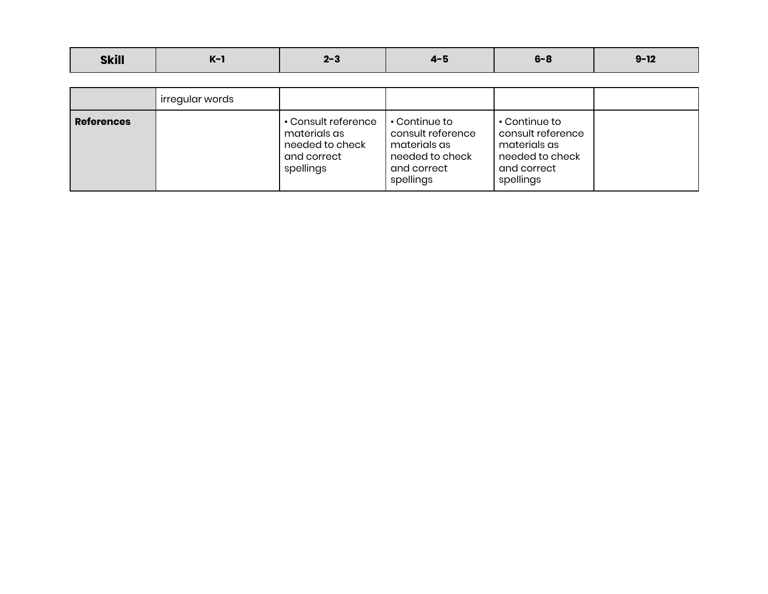| Skill | K–1 | 2–3 | 4–5 | 6–8 | 9–12 |
|---|---|---|---|---|---|
| | irregular words | | | | |
| **References** | | • Consult reference materials as needed to check and correct spellings | • Continue to consult reference materials as needed to check and correct spellings | • Continue to consult reference materials as needed to check and correct spellings | |